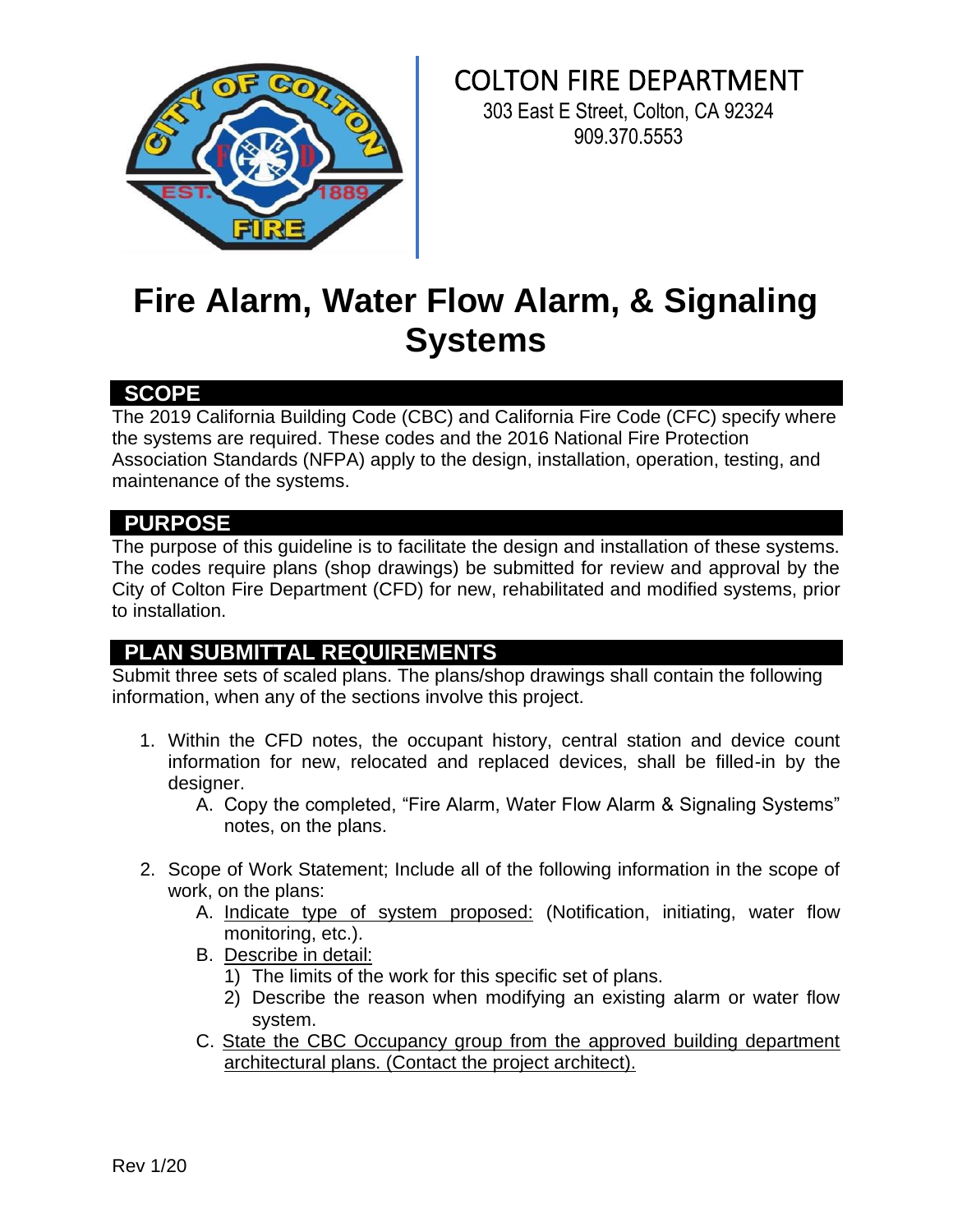COLTON FIRE DEPARTMENT

303 East E Street, Colton, CA 92324

909.370.5553

# Fire Alarm, Water Flow Alarm, & Signaling Systems

## SCOPE

The 2019 California Building Code (CBC) and California Fire Code (CFC) specify where the systems are required. These codes and the 2016 National Fire Protection Association Standards (NFPA) apply to the design, installation, operation, testing, and maintenance of the systems.

## PURPOSE

The purpose of this guideline is to facilitate the design and installation of these systems. The codes require plans (shop drawings) be submitted for review and approval by the City of Colton Fire Department (CFD) for new, rehabilitated and modified systems, prior to installation.

## PLAN SUBMITTAL REQUIREMENTS

Submit three sets of scaled plans. The plans/shop drawings shall contain the following information, when any of the sections involve this project.

1. Within the CFD notes, the occupant history, central station and device count information for new, relocated and replaced devices, shall be filled-in by the designer.
   A. Copy the completed, "Fire Alarm, Water Flow Alarm & Signaling Systems" notes, on the plans.

2. Scope of Work Statement; Include all of the following information in the scope of work, on the plans:
   A. Indicate type of system proposed: (Notification, initiating, water flow monitoring, etc.).
   B. Describe in detail:
      1) The limits of the work for this specific set of plans.
      2) Describe the reason when modifying an existing alarm or water flow system.
   C. State the CBC Occupancy group from the approved building department architectural plans. (Contact the project architect).

Rev 1/20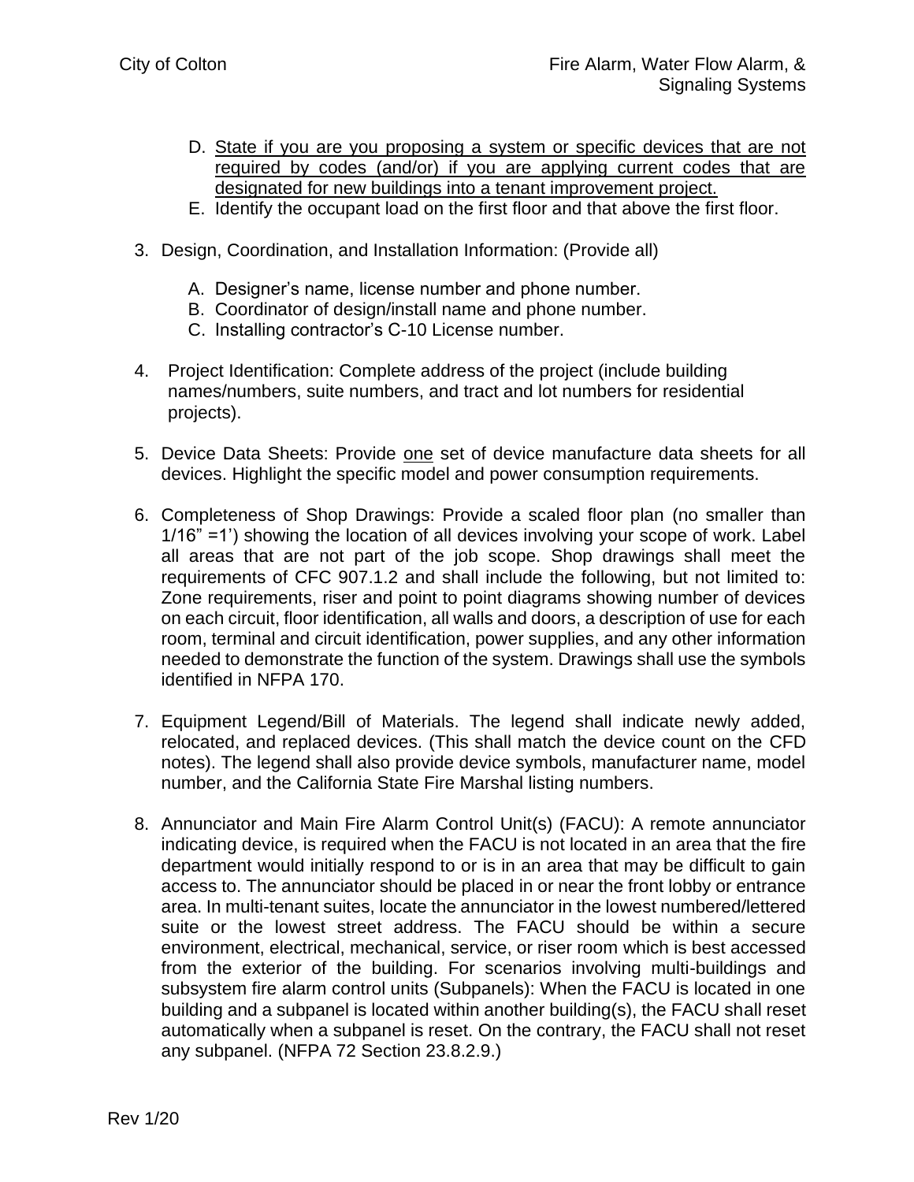D. <u>State if you are you proposing a system or specific devices that are not required by codes (and/or) if you are applying current codes that are designated for new buildings into a tenant improvement project.</u>

E. Identify the occupant load on the first floor and that above the first floor.

3. Design, Coordination, and Installation Information: (Provide all)

   A. Designer's name, license number and phone number.
   B. Coordinator of design/install name and phone number.
   C. Installing contractor's C-10 License number.

4. Project Identification: Complete address of the project (include building names/numbers, suite numbers, and tract and lot numbers for residential projects).

5. Device Data Sheets: Provide <u>one</u> set of device manufacture data sheets for all devices. Highlight the specific model and power consumption requirements.

6. Completeness of Shop Drawings: Provide a scaled floor plan (no smaller than 1/16" =1') showing the location of all devices involving your scope of work. Label all areas that are not part of the job scope. Shop drawings shall meet the requirements of CFC 907.1.2 and shall include the following, but not limited to: Zone requirements, riser and point to point diagrams showing number of devices on each circuit, floor identification, all walls and doors, a description of use for each room, terminal and circuit identification, power supplies, and any other information needed to demonstrate the function of the system. Drawings shall use the symbols identified in NFPA 170.

7. Equipment Legend/Bill of Materials. The legend shall indicate newly added, relocated, and replaced devices. (This shall match the device count on the CFD notes). The legend shall also provide device symbols, manufacturer name, model number, and the California State Fire Marshal listing numbers.

8. Annunciator and Main Fire Alarm Control Unit(s) (FACU): A remote annunciator indicating device, is required when the FACU is not located in an area that the fire department would initially respond to or is in an area that may be difficult to gain access to. The annunciator should be placed in or near the front lobby or entrance area. In multi-tenant suites, locate the annunciator in the lowest numbered/lettered suite or the lowest street address. The FACU should be within a secure environment, electrical, mechanical, service, or riser room which is best accessed from the exterior of the building. For scenarios involving multi-buildings and subsystem fire alarm control units (Subpanels): When the FACU is located in one building and a subpanel is located within another building(s), the FACU shall reset automatically when a subpanel is reset. On the contrary, the FACU shall not reset any subpanel. (NFPA 72 Section 23.8.2.9.)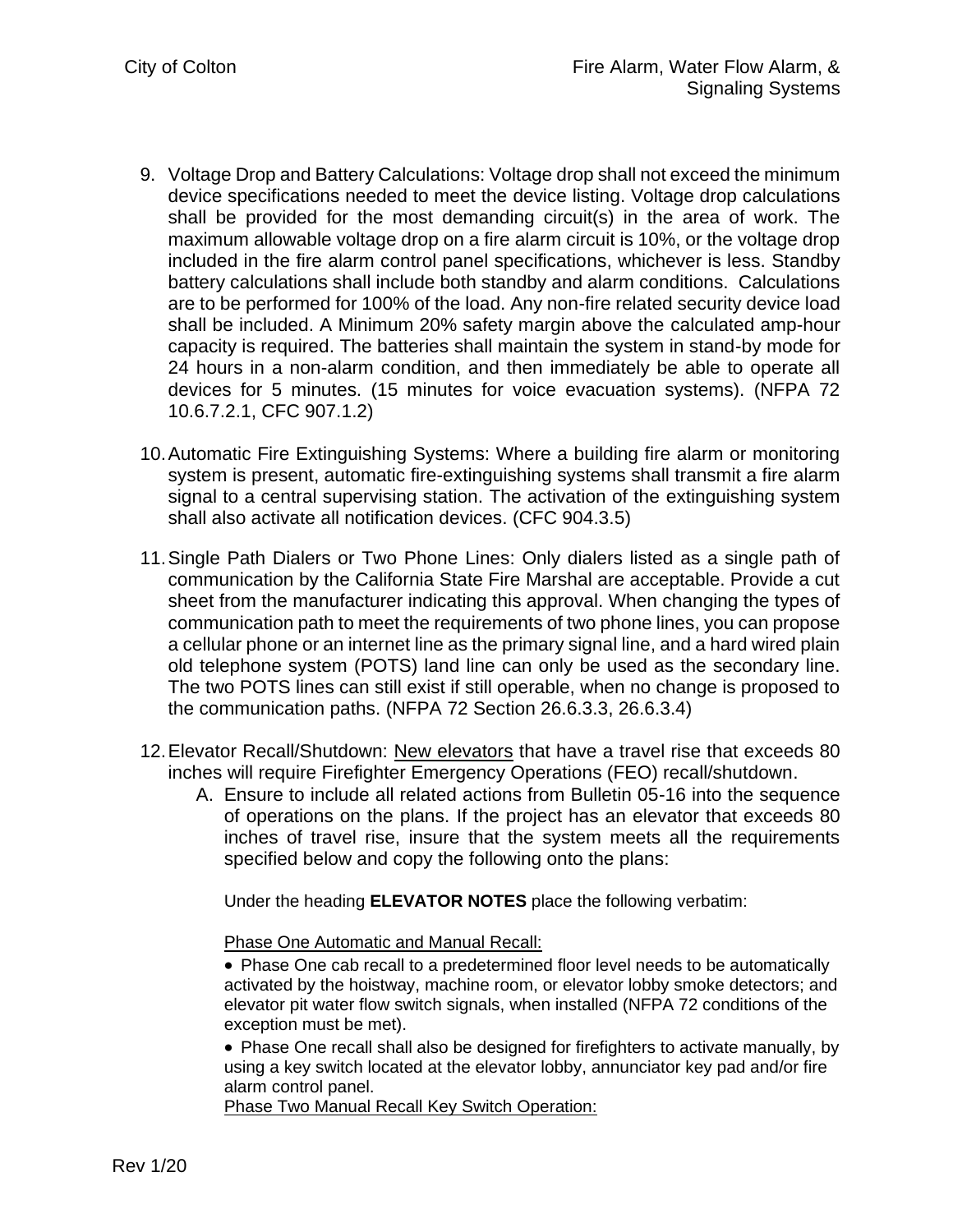9. Voltage Drop and Battery Calculations: Voltage drop shall not exceed the minimum device specifications needed to meet the device listing. Voltage drop calculations shall be provided for the most demanding circuit(s) in the area of work. The maximum allowable voltage drop on a fire alarm circuit is 10%, or the voltage drop included in the fire alarm control panel specifications, whichever is less. Standby battery calculations shall include both standby and alarm conditions. Calculations are to be performed for 100% of the load. Any non-fire related security device load shall be included. A Minimum 20% safety margin above the calculated amp-hour capacity is required. The batteries shall maintain the system in stand-by mode for 24 hours in a non-alarm condition, and then immediately be able to operate all devices for 5 minutes. (15 minutes for voice evacuation systems). (NFPA 72 10.6.7.2.1, CFC 907.1.2)

10. Automatic Fire Extinguishing Systems: Where a building fire alarm or monitoring system is present, automatic fire-extinguishing systems shall transmit a fire alarm signal to a central supervising station. The activation of the extinguishing system shall also activate all notification devices. (CFC 904.3.5)

11. Single Path Dialers or Two Phone Lines: Only dialers listed as a single path of communication by the California State Fire Marshal are acceptable. Provide a cut sheet from the manufacturer indicating this approval. When changing the types of communication path to meet the requirements of two phone lines, you can propose a cellular phone or an internet line as the primary signal line, and a hard wired plain old telephone system (POTS) land line can only be used as the secondary line. The two POTS lines can still exist if still operable, when no change is proposed to the communication paths. (NFPA 72 Section 26.6.3.3, 26.6.3.4)

12. Elevator Recall/Shutdown: <u>New elevators</u> that have a travel rise that exceeds 80 inches will require Firefighter Emergency Operations (FEO) recall/shutdown.
    A. Ensure to include all related actions from Bulletin 05-16 into the sequence of operations on the plans. If the project has an elevator that exceeds 80 inches of travel rise, insure that the system meets all the requirements specified below and copy the following onto the plans:

    Under the heading **ELEVATOR NOTES** place the following verbatim:

    <u>Phase One Automatic and Manual Recall:</u>

    - Phase One cab recall to a predetermined floor level needs to be automatically activated by the hoistway, machine room, or elevator lobby smoke detectors; and elevator pit water flow switch signals, when installed (NFPA 72 conditions of the exception must be met).
    - Phase One recall shall also be designed for firefighters to activate manually, by using a key switch located at the elevator lobby, annunciator key pad and/or fire alarm control panel.

    <u>Phase Two Manual Recall Key Switch Operation:</u>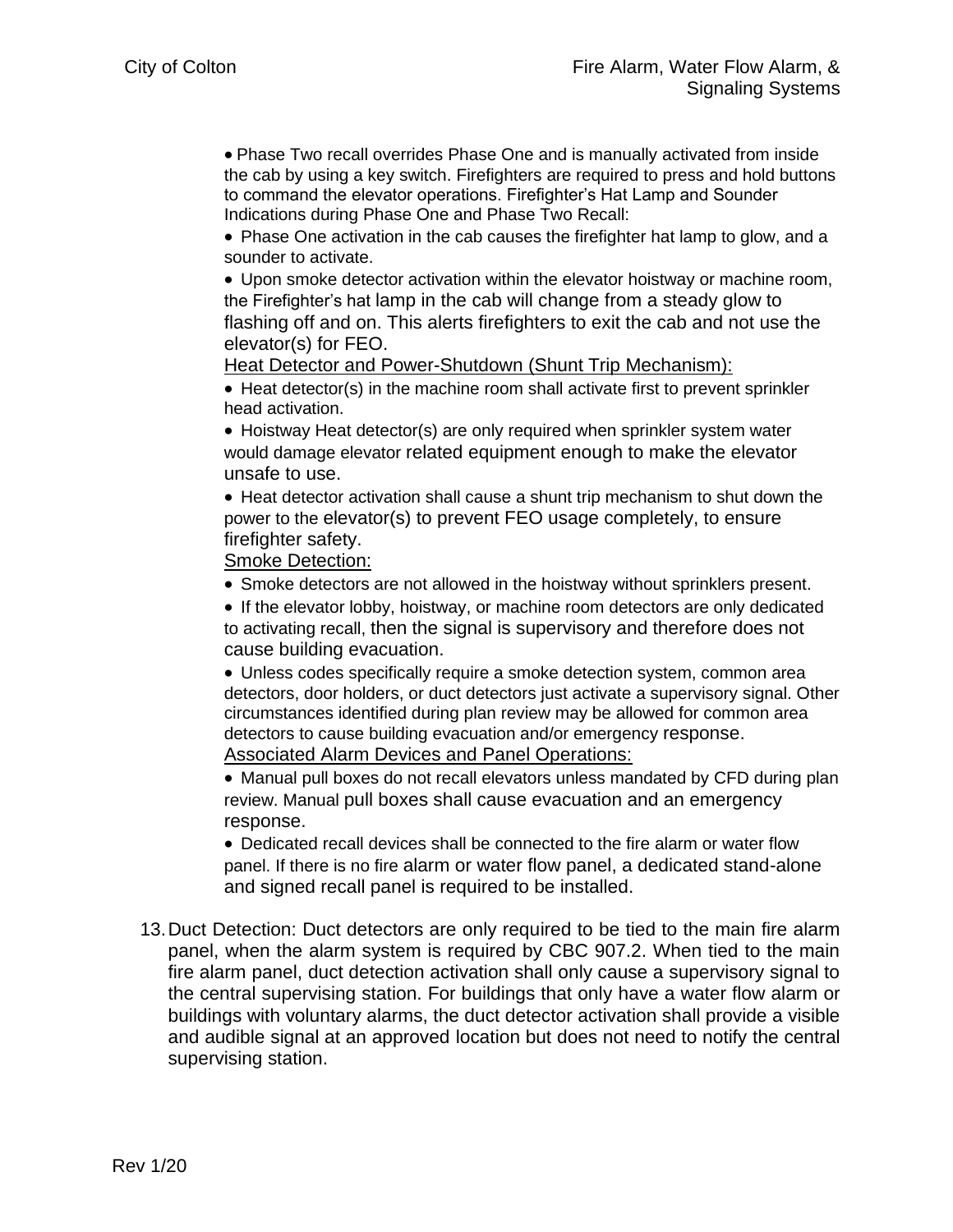- Phase Two recall overrides Phase One and is manually activated from inside the cab by using a key switch. Firefighters are required to press and hold buttons to command the elevator operations. Firefighter's Hat Lamp and Sounder Indications during Phase One and Phase Two Recall:
- Phase One activation in the cab causes the firefighter hat lamp to glow, and a sounder to activate.
- Upon smoke detector activation within the elevator hoistway or machine room, the Firefighter's hat lamp in the cab will change from a steady glow to flashing off and on. This alerts firefighters to exit the cab and not use the elevator(s) for FEO.

<u>Heat Detector and Power-Shutdown (Shunt Trip Mechanism):</u>

- Heat detector(s) in the machine room shall activate first to prevent sprinkler head activation.
- Hoistway Heat detector(s) are only required when sprinkler system water would damage elevator related equipment enough to make the elevator unsafe to use.
- Heat detector activation shall cause a shunt trip mechanism to shut down the power to the elevator(s) to prevent FEO usage completely, to ensure firefighter safety.

<u>Smoke Detection:</u>

- Smoke detectors are not allowed in the hoistway without sprinklers present.
- If the elevator lobby, hoistway, or machine room detectors are only dedicated to activating recall, then the signal is supervisory and therefore does not cause building evacuation.
- Unless codes specifically require a smoke detection system, common area detectors, door holders, or duct detectors just activate a supervisory signal. Other circumstances identified during plan review may be allowed for common area detectors to cause building evacuation and/or emergency response.

<u>Associated Alarm Devices and Panel Operations:</u>

- Manual pull boxes do not recall elevators unless mandated by CFD during plan review. Manual pull boxes shall cause evacuation and an emergency response.
- Dedicated recall devices shall be connected to the fire alarm or water flow panel. If there is no fire alarm or water flow panel, a dedicated stand-alone and signed recall panel is required to be installed.

13. Duct Detection: Duct detectors are only required to be tied to the main fire alarm panel, when the alarm system is required by CBC 907.2. When tied to the main fire alarm panel, duct detection activation shall only cause a supervisory signal to the central supervising station. For buildings that only have a water flow alarm or buildings with voluntary alarms, the duct detector activation shall provide a visible and audible signal at an approved location but does not need to notify the central supervising station.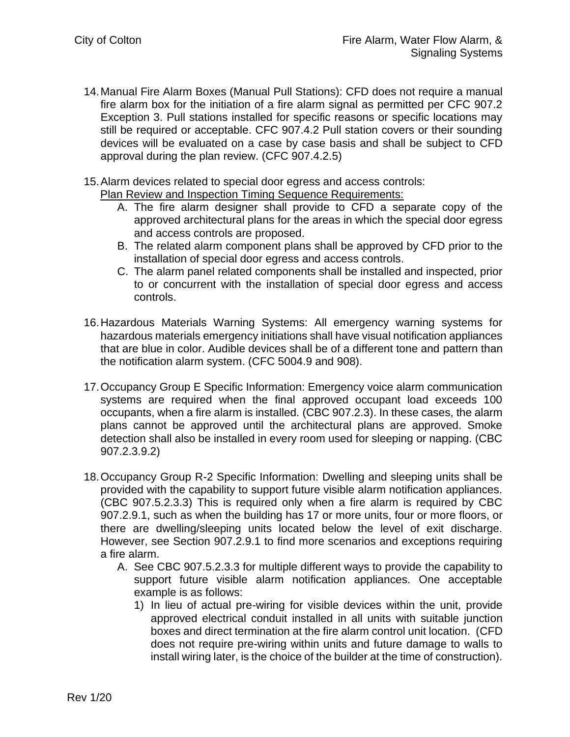14. Manual Fire Alarm Boxes (Manual Pull Stations): CFD does not require a manual fire alarm box for the initiation of a fire alarm signal as permitted per CFC 907.2 Exception 3. Pull stations installed for specific reasons or specific locations may still be required or acceptable. CFC 907.4.2 Pull station covers or their sounding devices will be evaluated on a case by case basis and shall be subject to CFD approval during the plan review. (CFC 907.4.2.5)

15. Alarm devices related to special door egress and access controls:
    <u>Plan Review and Inspection Timing Sequence Requirements:</u>
    A. The fire alarm designer shall provide to CFD a separate copy of the approved architectural plans for the areas in which the special door egress and access controls are proposed.
    B. The related alarm component plans shall be approved by CFD prior to the installation of special door egress and access controls.
    C. The alarm panel related components shall be installed and inspected, prior to or concurrent with the installation of special door egress and access controls.

16. Hazardous Materials Warning Systems: All emergency warning systems for hazardous materials emergency initiations shall have visual notification appliances that are blue in color. Audible devices shall be of a different tone and pattern than the notification alarm system. (CFC 5004.9 and 908).

17. Occupancy Group E Specific Information: Emergency voice alarm communication systems are required when the final approved occupant load exceeds 100 occupants, when a fire alarm is installed. (CBC 907.2.3). In these cases, the alarm plans cannot be approved until the architectural plans are approved. Smoke detection shall also be installed in every room used for sleeping or napping. (CBC 907.2.3.9.2)

18. Occupancy Group R-2 Specific Information: Dwelling and sleeping units shall be provided with the capability to support future visible alarm notification appliances. (CBC 907.5.2.3.3) This is required only when a fire alarm is required by CBC 907.2.9.1, such as when the building has 17 or more units, four or more floors, or there are dwelling/sleeping units located below the level of exit discharge. However, see Section 907.2.9.1 to find more scenarios and exceptions requiring a fire alarm.
    A. See CBC 907.5.2.3.3 for multiple different ways to provide the capability to support future visible alarm notification appliances. One acceptable example is as follows:
       1) In lieu of actual pre-wiring for visible devices within the unit, provide approved electrical conduit installed in all units with suitable junction boxes and direct termination at the fire alarm control unit location. (CFD does not require pre-wiring within units and future damage to walls to install wiring later, is the choice of the builder at the time of construction).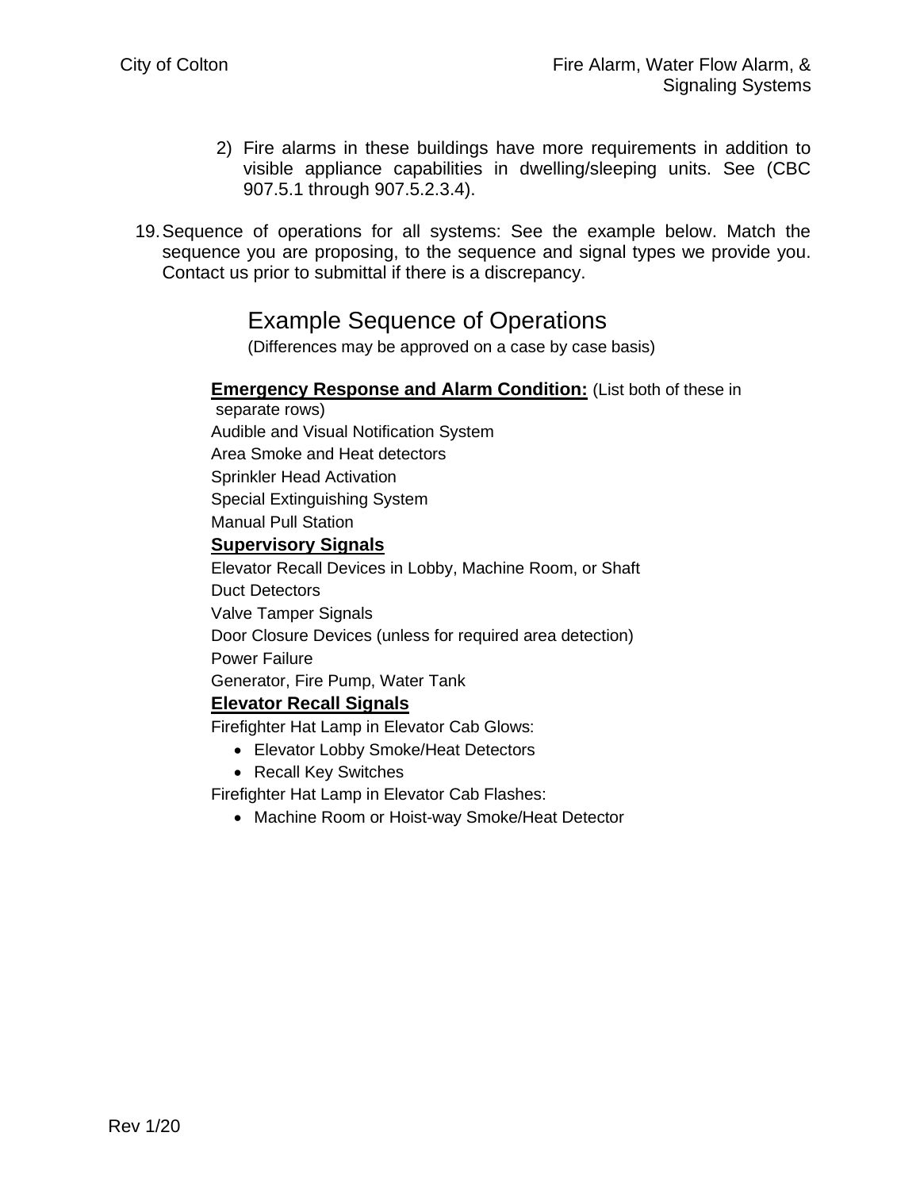2) Fire alarms in these buildings have more requirements in addition to visible appliance capabilities in dwelling/sleeping units. See (CBC 907.5.1 through 907.5.2.3.4).

19. Sequence of operations for all systems: See the example below. Match the sequence you are proposing, to the sequence and signal types we provide you. Contact us prior to submittal if there is a discrepancy.

## Example Sequence of Operations

(Differences may be approved on a case by case basis)

**Emergency Response and Alarm Condition:** (List both of these in separate rows)

Audible and Visual Notification System

Area Smoke and Heat detectors

Sprinkler Head Activation

Special Extinguishing System

Manual Pull Station

**Supervisory Signals**

Elevator Recall Devices in Lobby, Machine Room, or Shaft

Duct Detectors

Valve Tamper Signals

Door Closure Devices (unless for required area detection)

Power Failure

Generator, Fire Pump, Water Tank

**Elevator Recall Signals**

Firefighter Hat Lamp in Elevator Cab Glows:

- Elevator Lobby Smoke/Heat Detectors
- Recall Key Switches

Firefighter Hat Lamp in Elevator Cab Flashes:

- Machine Room or Hoist-way Smoke/Heat Detector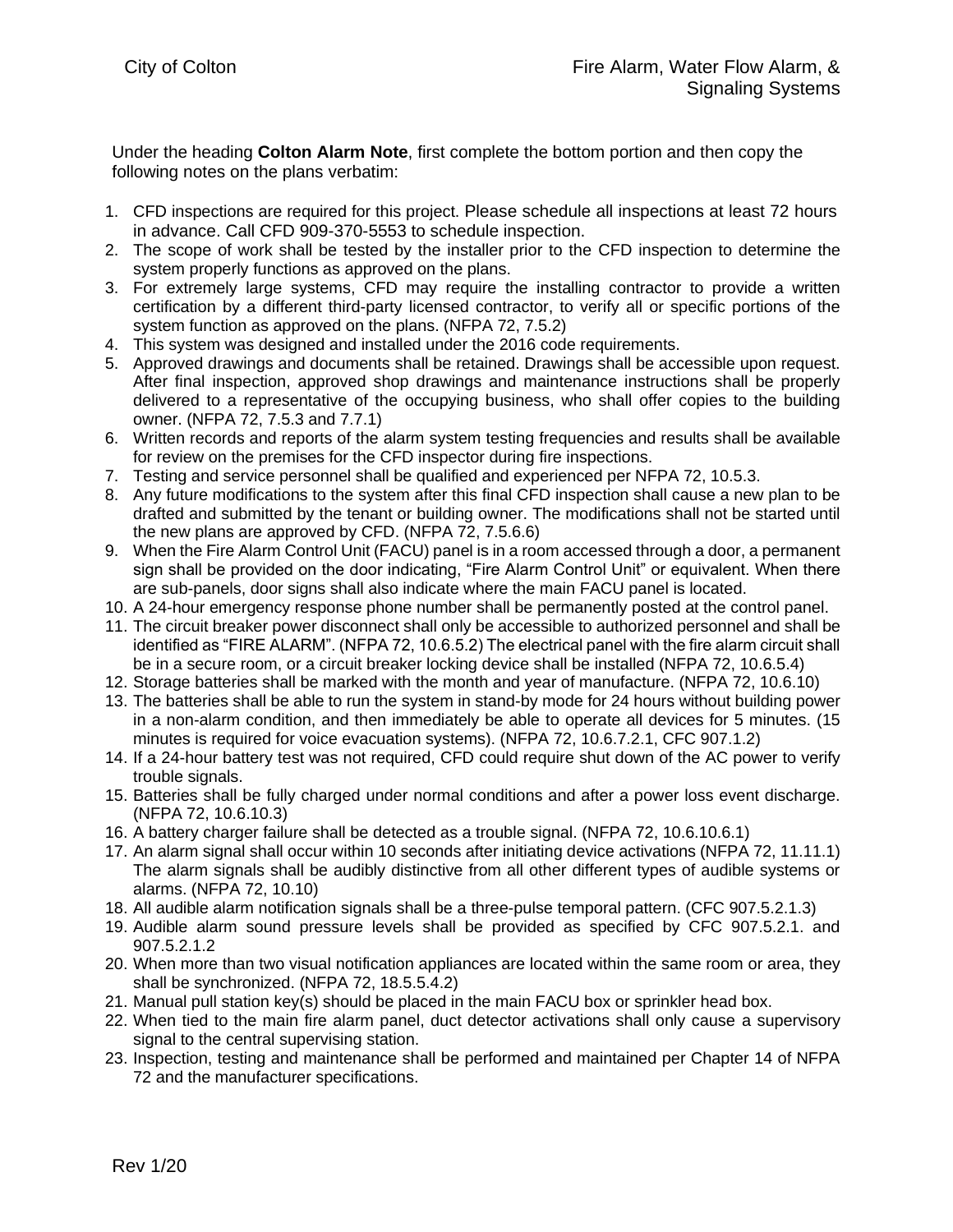Under the heading **Colton Alarm Note**, first complete the bottom portion and then copy the following notes on the plans verbatim:

1. CFD inspections are required for this project. Please schedule all inspections at least 72 hours in advance. Call CFD 909-370-5553 to schedule inspection.
2. The scope of work shall be tested by the installer prior to the CFD inspection to determine the system properly functions as approved on the plans.
3. For extremely large systems, CFD may require the installing contractor to provide a written certification by a different third-party licensed contractor, to verify all or specific portions of the system function as approved on the plans. (NFPA 72, 7.5.2)
4. This system was designed and installed under the 2016 code requirements.
5. Approved drawings and documents shall be retained. Drawings shall be accessible upon request. After final inspection, approved shop drawings and maintenance instructions shall be properly delivered to a representative of the occupying business, who shall offer copies to the building owner. (NFPA 72, 7.5.3 and 7.7.1)
6. Written records and reports of the alarm system testing frequencies and results shall be available for review on the premises for the CFD inspector during fire inspections.
7. Testing and service personnel shall be qualified and experienced per NFPA 72, 10.5.3.
8. Any future modifications to the system after this final CFD inspection shall cause a new plan to be drafted and submitted by the tenant or building owner. The modifications shall not be started until the new plans are approved by CFD. (NFPA 72, 7.5.6.6)
9. When the Fire Alarm Control Unit (FACU) panel is in a room accessed through a door, a permanent sign shall be provided on the door indicating, "Fire Alarm Control Unit" or equivalent. When there are sub-panels, door signs shall also indicate where the main FACU panel is located.
10. A 24-hour emergency response phone number shall be permanently posted at the control panel.
11. The circuit breaker power disconnect shall only be accessible to authorized personnel and shall be identified as "FIRE ALARM". (NFPA 72, 10.6.5.2) The electrical panel with the fire alarm circuit shall be in a secure room, or a circuit breaker locking device shall be installed (NFPA 72, 10.6.5.4)
12. Storage batteries shall be marked with the month and year of manufacture. (NFPA 72, 10.6.10)
13. The batteries shall be able to run the system in stand-by mode for 24 hours without building power in a non-alarm condition, and then immediately be able to operate all devices for 5 minutes. (15 minutes is required for voice evacuation systems). (NFPA 72, 10.6.7.2.1, CFC 907.1.2)
14. If a 24-hour battery test was not required, CFD could require shut down of the AC power to verify trouble signals.
15. Batteries shall be fully charged under normal conditions and after a power loss event discharge. (NFPA 72, 10.6.10.3)
16. A battery charger failure shall be detected as a trouble signal. (NFPA 72, 10.6.10.6.1)
17. An alarm signal shall occur within 10 seconds after initiating device activations (NFPA 72, 11.11.1) The alarm signals shall be audibly distinctive from all other different types of audible systems or alarms. (NFPA 72, 10.10)
18. All audible alarm notification signals shall be a three-pulse temporal pattern. (CFC 907.5.2.1.3)
19. Audible alarm sound pressure levels shall be provided as specified by CFC 907.5.2.1. and 907.5.2.1.2
20. When more than two visual notification appliances are located within the same room or area, they shall be synchronized. (NFPA 72, 18.5.5.4.2)
21. Manual pull station key(s) should be placed in the main FACU box or sprinkler head box.
22. When tied to the main fire alarm panel, duct detector activations shall only cause a supervisory signal to the central supervising station.
23. Inspection, testing and maintenance shall be performed and maintained per Chapter 14 of NFPA 72 and the manufacturer specifications.

Rev 1/20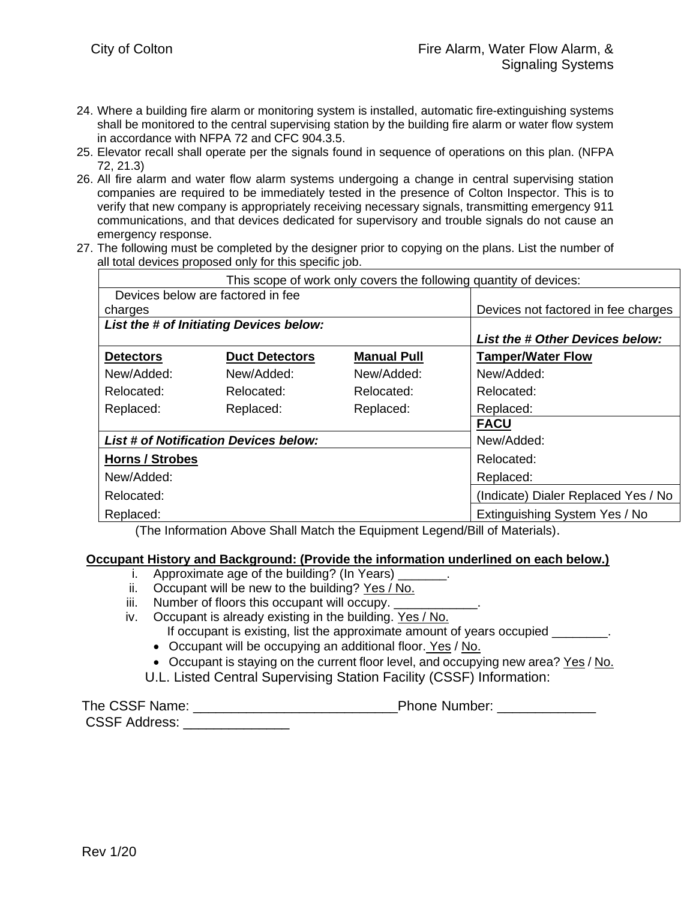24. Where a building fire alarm or monitoring system is installed, automatic fire-extinguishing systems shall be monitored to the central supervising station by the building fire alarm or water flow system in accordance with NFPA 72 and CFC 904.3.5.
25. Elevator recall shall operate per the signals found in sequence of operations on this plan. (NFPA 72, 21.3)
26. All fire alarm and water flow alarm systems undergoing a change in central supervising station companies are required to be immediately tested in the presence of Colton Inspector. This is to verify that new company is appropriately receiving necessary signals, transmitting emergency 911 communications, and that devices dedicated for supervisory and trouble signals do not cause an emergency response.
27. The following must be completed by the designer prior to copying on the plans. List the number of all total devices proposed only for this specific job.

| This scope of work only covers the following quantity of devices: | | | |
|---|---|---|---|
| Devices below are factored in fee charges | | | Devices not factored in fee charges |
| ***List the # of Initiating Devices below:*** | | | ***List the # Other Devices below:*** |
| **Detectors** | **Duct Detectors** | **Manual Pull** | **Tamper/Water Flow** |
| New/Added: | New/Added: | New/Added: | New/Added: |
| Relocated: | Relocated: | Relocated: | Relocated: |
| Replaced: | Replaced: | Replaced: | Replaced: |
| | | | **FACU** |
| ***List # of Notification Devices below:*** | | | New/Added: |
| **Horns / Strobes** | | | Relocated: |
| New/Added: | | | Replaced: |
| Relocated: | | | (Indicate) Dialer Replaced Yes / No |
| Replaced: | | | Extinguishing System Yes / No |

(The Information Above Shall Match the Equipment Legend/Bill of Materials).

**Occupant History and Background: (Provide the information underlined on each below.)**

i. Approximate age of the building? (In Years) _______.
ii. Occupant will be new to the building? Yes / No.
iii. Number of floors this occupant will occupy. ____________.
iv. Occupant is already existing in the building. Yes / No.
   If occupant is existing, list the approximate amount of years occupied ________.
   - Occupant will be occupying an additional floor. Yes / No.
   - Occupant is staying on the current floor level, and occupying new area? Yes / No.

U.L. Listed Central Supervising Station Facility (CSSF) Information:

The CSSF Name: ___________________________Phone Number: _____________

CSSF Address: ______________

Rev 1/20